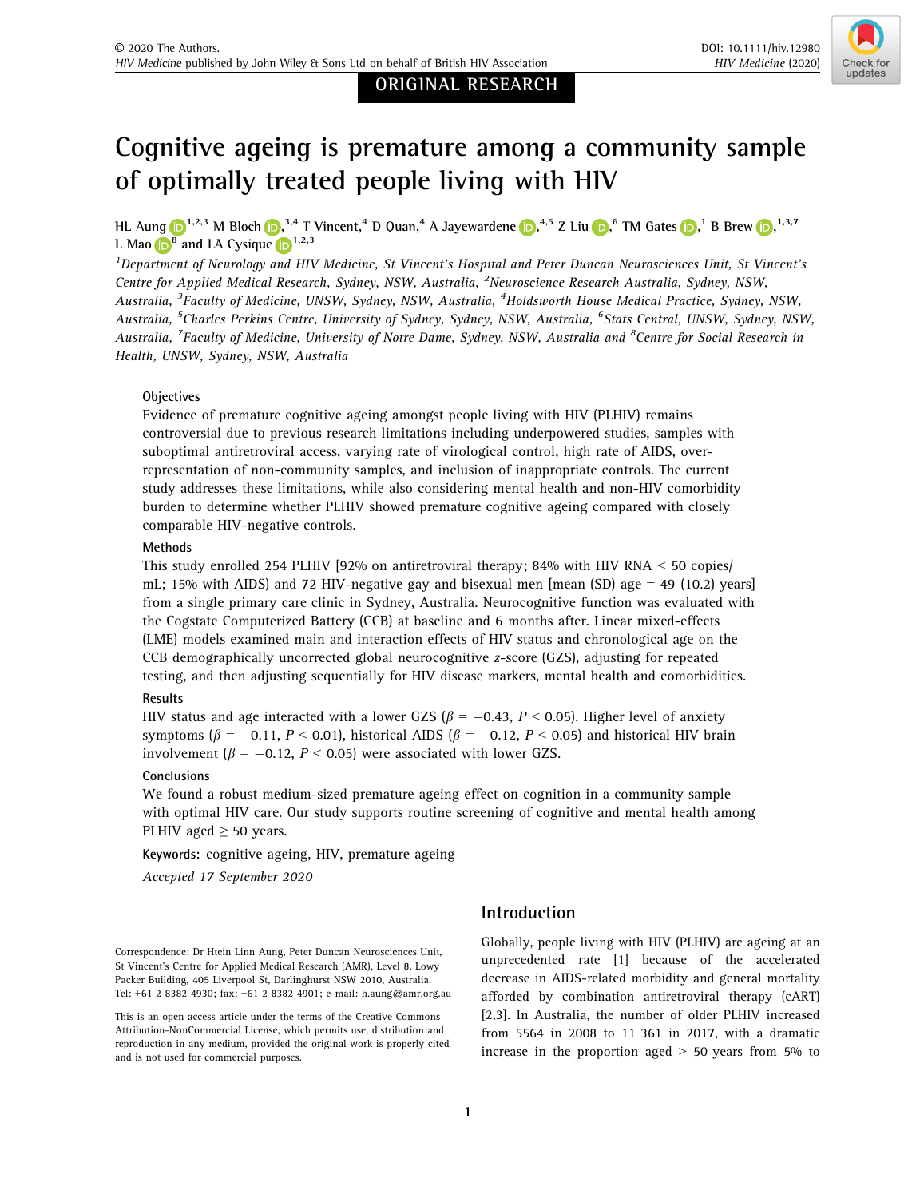ORIGINAL RESEARCH

# Cognitive ageing is premature among a community sample of optimally treated people living with HIV

HL Aung [1,2,3] M Bloch [3,4] T Vincent,[4] D Quan,[4] A Jayewardene [4,5] Z Liu [6] TM Gates [1] B Brew [1,3,7] L Mao [8] and LA Cysique [1,2,3]

[1]Department of Neurology and HIV Medicine, St Vincent's Hospital and Peter Duncan Neurosciences Unit, St Vincent's Centre for Applied Medical Research, Sydney, NSW, Australia, [2]Neuroscience Research Australia, Sydney, NSW, Australia, [3]Faculty of Medicine, UNSW, Sydney, NSW, Australia, [4]Holdsworth House Medical Practice, Sydney, NSW, Australia, [5]Charles Perkins Centre, University of Sydney, Sydney, NSW, Australia, [6]Stats Central, UNSW, Sydney, NSW, Australia, [7]Faculty of Medicine, University of Notre Dame, Sydney, NSW, Australia and [8]Centre for Social Research in Health, UNSW, Sydney, NSW, Australia

### Objectives

Evidence of premature cognitive ageing amongst people living with HIV (PLHIV) remains controversial due to previous research limitations including underpowered studies, samples with suboptimal antiretroviral access, varying rate of virological control, high rate of AIDS, over-representation of non-community samples, and inclusion of inappropriate controls. The current study addresses these limitations, while also considering mental health and non-HIV comorbidity burden to determine whether PLHIV showed premature cognitive ageing compared with closely comparable HIV-negative controls.

### Methods

This study enrolled 254 PLHIV [92% on antiretroviral therapy; 84% with HIV RNA < 50 copies/mL; 15% with AIDS) and 72 HIV-negative gay and bisexual men [mean (SD) age = 49 (10.2) years] from a single primary care clinic in Sydney, Australia. Neurocognitive function was evaluated with the Cogstate Computerized Battery (CCB) at baseline and 6 months after. Linear mixed-effects (LME) models examined main and interaction effects of HIV status and chronological age on the CCB demographically uncorrected global neurocognitive *z*-score (GZS), adjusting for repeated testing, and then adjusting sequentially for HIV disease markers, mental health and comorbidities.

### Results

HIV status and age interacted with a lower GZS ($\beta = -0.43$, $P < 0.05$). Higher level of anxiety symptoms ($\beta = -0.11$, $P < 0.01$), historical AIDS ($\beta = -0.12$, $P < 0.05$) and historical HIV brain involvement ($\beta = -0.12$, $P < 0.05$) were associated with lower GZS.

### Conclusions

We found a robust medium-sized premature ageing effect on cognition in a community sample with optimal HIV care. Our study supports routine screening of cognitive and mental health among PLHIV aged $\geq$ 50 years.

**Keywords:** cognitive ageing, HIV, premature ageing

*Accepted 17 September 2020*

Correspondence: Dr Htein Linn Aung, Peter Duncan Neurosciences Unit, St Vincent's Centre for Applied Medical Research (AMR), Level 8, Lowy Packer Building, 405 Liverpool St, Darlinghurst NSW 2010, Australia. Tel: +61 2 8382 4930; fax: +61 2 8382 4901; e-mail: h.aung@amr.org.au

This is an open access article under the terms of the Creative Commons Attribution-NonCommercial License, which permits use, distribution and reproduction in any medium, provided the original work is properly cited and is not used for commercial purposes.

## Introduction

Globally, people living with HIV (PLHIV) are ageing at an unprecedented rate [1] because of the accelerated decrease in AIDS-related morbidity and general mortality afforded by combination antiretroviral therapy (cART) [2,3]. In Australia, the number of older PLHIV increased from 5564 in 2008 to 11 361 in 2017, with a dramatic increase in the proportion aged > 50 years from 5% to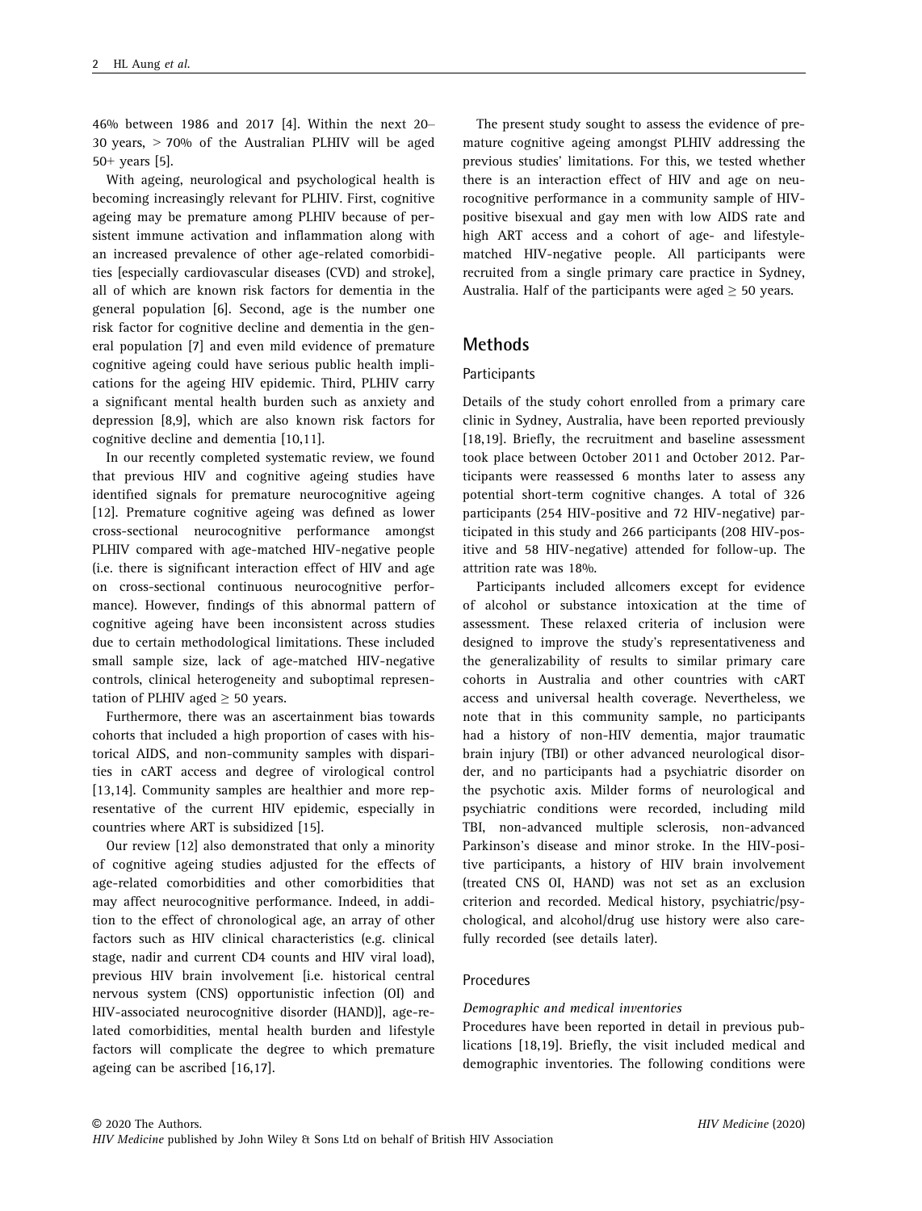46% between 1986 and 2017 [4]. Within the next 20–30 years, > 70% of the Australian PLHIV will be aged 50+ years [5].

With ageing, neurological and psychological health is becoming increasingly relevant for PLHIV. First, cognitive ageing may be premature among PLHIV because of persistent immune activation and inflammation along with an increased prevalence of other age-related comorbidities [especially cardiovascular diseases (CVD) and stroke], all of which are known risk factors for dementia in the general population [6]. Second, age is the number one risk factor for cognitive decline and dementia in the general population [7] and even mild evidence of premature cognitive ageing could have serious public health implications for the ageing HIV epidemic. Third, PLHIV carry a significant mental health burden such as anxiety and depression [8,9], which are also known risk factors for cognitive decline and dementia [10,11].

In our recently completed systematic review, we found that previous HIV and cognitive ageing studies have identified signals for premature neurocognitive ageing [12]. Premature cognitive ageing was defined as lower cross-sectional neurocognitive performance amongst PLHIV compared with age-matched HIV-negative people (i.e. there is significant interaction effect of HIV and age on cross-sectional continuous neurocognitive performance). However, findings of this abnormal pattern of cognitive ageing have been inconsistent across studies due to certain methodological limitations. These included small sample size, lack of age-matched HIV-negative controls, clinical heterogeneity and suboptimal representation of PLHIV aged ≥ 50 years.

Furthermore, there was an ascertainment bias towards cohorts that included a high proportion of cases with historical AIDS, and non-community samples with disparities in cART access and degree of virological control [13,14]. Community samples are healthier and more representative of the current HIV epidemic, especially in countries where ART is subsidized [15].

Our review [12] also demonstrated that only a minority of cognitive ageing studies adjusted for the effects of age-related comorbidities and other comorbidities that may affect neurocognitive performance. Indeed, in addition to the effect of chronological age, an array of other factors such as HIV clinical characteristics (e.g. clinical stage, nadir and current CD4 counts and HIV viral load), previous HIV brain involvement [i.e. historical central nervous system (CNS) opportunistic infection (OI) and HIV-associated neurocognitive disorder (HAND)], age-related comorbidities, mental health burden and lifestyle factors will complicate the degree to which premature ageing can be ascribed [16,17].

The present study sought to assess the evidence of premature cognitive ageing amongst PLHIV addressing the previous studies' limitations. For this, we tested whether there is an interaction effect of HIV and age on neurocognitive performance in a community sample of HIV-positive bisexual and gay men with low AIDS rate and high ART access and a cohort of age- and lifestyle-matched HIV-negative people. All participants were recruited from a single primary care practice in Sydney, Australia. Half of the participants were aged ≥ 50 years.

## Methods

### Participants

Details of the study cohort enrolled from a primary care clinic in Sydney, Australia, have been reported previously [18,19]. Briefly, the recruitment and baseline assessment took place between October 2011 and October 2012. Participants were reassessed 6 months later to assess any potential short-term cognitive changes. A total of 326 participants (254 HIV-positive and 72 HIV-negative) participated in this study and 266 participants (208 HIV-positive and 58 HIV-negative) attended for follow-up. The attrition rate was 18%.

Participants included allcomers except for evidence of alcohol or substance intoxication at the time of assessment. These relaxed criteria of inclusion were designed to improve the study's representativeness and the generalizability of results to similar primary care cohorts in Australia and other countries with cART access and universal health coverage. Nevertheless, we note that in this community sample, no participants had a history of non-HIV dementia, major traumatic brain injury (TBI) or other advanced neurological disorder, and no participants had a psychiatric disorder on the psychotic axis. Milder forms of neurological and psychiatric conditions were recorded, including mild TBI, non-advanced multiple sclerosis, non-advanced Parkinson's disease and minor stroke. In the HIV-positive participants, a history of HIV brain involvement (treated CNS OI, HAND) was not set as an exclusion criterion and recorded. Medical history, psychiatric/psychological, and alcohol/drug use history were also carefully recorded (see details later).

### Procedures

#### *Demographic and medical inventories*

Procedures have been reported in detail in previous publications [18,19]. Briefly, the visit included medical and demographic inventories. The following conditions were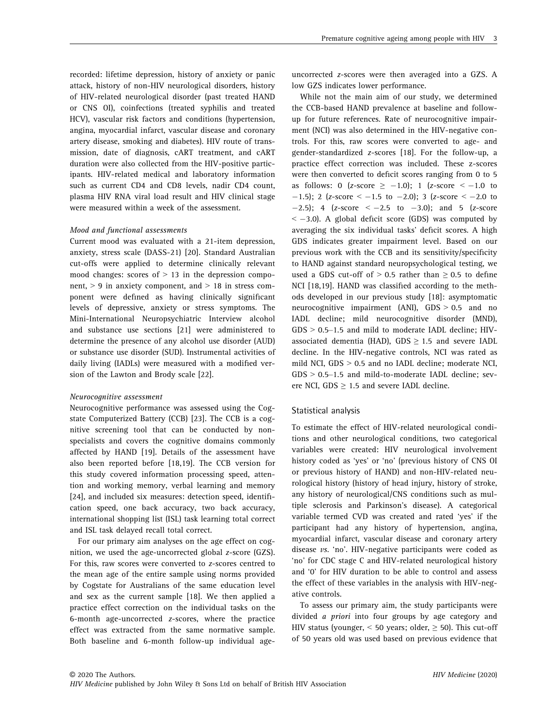recorded: lifetime depression, history of anxiety or panic attack, history of non-HIV neurological disorders, history of HIV-related neurological disorder (past treated HAND or CNS OI), coinfections (treated syphilis and treated HCV), vascular risk factors and conditions (hypertension, angina, myocardial infarct, vascular disease and coronary artery disease, smoking and diabetes). HIV route of transmission, date of diagnosis, cART treatment, and cART duration were also collected from the HIV-positive participants. HIV-related medical and laboratory information such as current CD4 and CD8 levels, nadir CD4 count, plasma HIV RNA viral load result and HIV clinical stage were measured within a week of the assessment.

*Mood and functional assessments*

Current mood was evaluated with a 21-item depression, anxiety, stress scale (DASS-21) [20]. Standard Australian cut-offs were applied to determine clinically relevant mood changes: scores of > 13 in the depression component, > 9 in anxiety component, and > 18 in stress component were defined as having clinically significant levels of depressive, anxiety or stress symptoms. The Mini-International Neuropsychiatric Interview alcohol and substance use sections [21] were administered to determine the presence of any alcohol use disorder (AUD) or substance use disorder (SUD). Instrumental activities of daily living (IADLs) were measured with a modified version of the Lawton and Brody scale [22].

*Neurocognitive assessment*

Neurocognitive performance was assessed using the Cogstate Computerized Battery (CCB) [23]. The CCB is a cognitive screening tool that can be conducted by non-specialists and covers the cognitive domains commonly affected by HAND [19]. Details of the assessment have also been reported before [18,19]. The CCB version for this study covered information processing speed, attention and working memory, verbal learning and memory [24], and included six measures: detection speed, identification speed, one back accuracy, two back accuracy, international shopping list (ISL) task learning total correct and ISL task delayed recall total correct.

For our primary aim analyses on the age effect on cognition, we used the age-uncorrected global *z*-score (GZS). For this, raw scores were converted to *z*-scores centred to the mean age of the entire sample using norms provided by Cogstate for Australians of the same education level and sex as the current sample [18]. We then applied a practice effect correction on the individual tasks on the 6-month age-uncorrected *z*-scores, where the practice effect was extracted from the same normative sample. Both baseline and 6-month follow-up individual age-uncorrected *z*-scores were then averaged into a GZS. A low GZS indicates lower performance.

While not the main aim of our study, we determined the CCB-based HAND prevalence at baseline and follow-up for future references. Rate of neurocognitive impairment (NCI) was also determined in the HIV-negative controls. For this, raw scores were converted to age- and gender-standardized *z*-scores [18]. For the follow-up, a practice effect correction was included. These z-scores were then converted to deficit scores ranging from 0 to 5 as follows: 0 (*z*-score ≥ −1.0); 1 (*z*-score < −1.0 to −1.5); 2 (*z*-score < −1.5 to −2.0); 3 (*z*-score < −2.0 to −2.5); 4 (*z*-score < −2.5 to −3.0); and 5 (*z*-score < −3.0). A global deficit score (GDS) was computed by averaging the six individual tasks' deficit scores. A high GDS indicates greater impairment level. Based on our previous work with the CCB and its sensitivity/specificity to HAND against standard neuropsychological testing, we used a GDS cut-off of > 0.5 rather than ≥ 0.5 to define NCI [18,19]. HAND was classified according to the methods developed in our previous study [18]: asymptomatic neurocognitive impairment (ANI), GDS > 0.5 and no IADL decline; mild neurocognitive disorder (MND), GDS > 0.5–1.5 and mild to moderate IADL decline; HIV-associated dementia (HAD), GDS ≥ 1.5 and severe IADL decline. In the HIV-negative controls, NCI was rated as mild NCI, GDS > 0.5 and no IADL decline; moderate NCI, GDS > 0.5–1.5 and mild-to-moderate IADL decline; severe NCI, GDS ≥ 1.5 and severe IADL decline.

## Statistical analysis

To estimate the effect of HIV-related neurological conditions and other neurological conditions, two categorical variables were created: HIV neurological involvement history coded as 'yes' or 'no' (previous history of CNS OI or previous history of HAND) and non-HIV-related neurological history (history of head injury, history of stroke, any history of neurological/CNS conditions such as multiple sclerosis and Parkinson's disease). A categorical variable termed CVD was created and rated 'yes' if the participant had any history of hypertension, angina, myocardial infarct, vascular disease and coronary artery disease *vs*. 'no'. HIV-negative participants were coded as 'no' for CDC stage C and HIV-related neurological history and '0' for HIV duration to be able to control and assess the effect of these variables in the analysis with HIV-negative controls.

To assess our primary aim, the study participants were divided *a priori* into four groups by age category and HIV status (younger, < 50 years; older, ≥ 50). This cut-off of 50 years old was used based on previous evidence that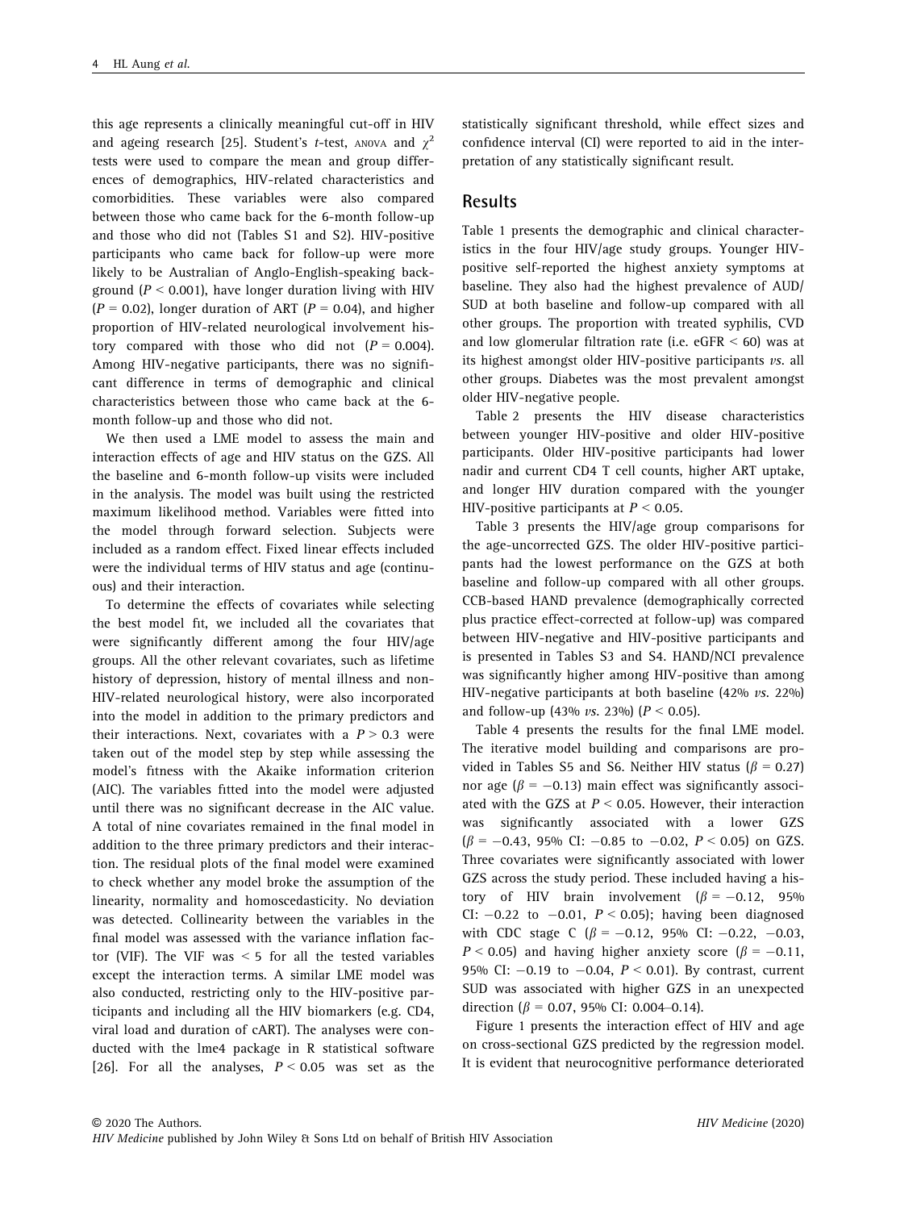this age represents a clinically meaningful cut-off in HIV and ageing research [25]. Student's *t*-test, ANOVA and $\chi^2$ tests were used to compare the mean and group differences of demographics, HIV-related characteristics and comorbidities. These variables were also compared between those who came back for the 6-month follow-up and those who did not (Tables S1 and S2). HIV-positive participants who came back for follow-up were more likely to be Australian of Anglo-English-speaking background ($P < 0.001$), have longer duration living with HIV ($P = 0.02$), longer duration of ART ($P = 0.04$), and higher proportion of HIV-related neurological involvement history compared with those who did not ($P = 0.004$). Among HIV-negative participants, there was no significant difference in terms of demographic and clinical characteristics between those who came back at the 6-month follow-up and those who did not.

We then used a LME model to assess the main and interaction effects of age and HIV status on the GZS. All the baseline and 6-month follow-up visits were included in the analysis. The model was built using the restricted maximum likelihood method. Variables were fitted into the model through forward selection. Subjects were included as a random effect. Fixed linear effects included were the individual terms of HIV status and age (continuous) and their interaction.

To determine the effects of covariates while selecting the best model fit, we included all the covariates that were significantly different among the four HIV/age groups. All the other relevant covariates, such as lifetime history of depression, history of mental illness and non-HIV-related neurological history, were also incorporated into the model in addition to the primary predictors and their interactions. Next, covariates with a $P > 0.3$ were taken out of the model step by step while assessing the model's fitness with the Akaike information criterion (AIC). The variables fitted into the model were adjusted until there was no significant decrease in the AIC value. A total of nine covariates remained in the final model in addition to the three primary predictors and their interaction. The residual plots of the final model were examined to check whether any model broke the assumption of the linearity, normality and homoscedasticity. No deviation was detected. Collinearity between the variables in the final model was assessed with the variance inflation factor (VIF). The VIF was < 5 for all the tested variables except the interaction terms. A similar LME model was also conducted, restricting only to the HIV-positive participants and including all the HIV biomarkers (e.g. CD4, viral load and duration of cART). The analyses were conducted with the lme4 package in R statistical software [26]. For all the analyses, $P < 0.05$ was set as the statistically significant threshold, while effect sizes and confidence interval (CI) were reported to aid in the interpretation of any statistically significant result.

## Results

Table 1 presents the demographic and clinical characteristics in the four HIV/age study groups. Younger HIV-positive self-reported the highest anxiety symptoms at baseline. They also had the highest prevalence of AUD/SUD at both baseline and follow-up compared with all other groups. The proportion with treated syphilis, CVD and low glomerular filtration rate (i.e. eGFR < 60) was at its highest amongst older HIV-positive participants *vs.* all other groups. Diabetes was the most prevalent amongst older HIV-negative people.

Table 2 presents the HIV disease characteristics between younger HIV-positive and older HIV-positive participants. Older HIV-positive participants had lower nadir and current CD4 T cell counts, higher ART uptake, and longer HIV duration compared with the younger HIV-positive participants at $P < 0.05$.

Table 3 presents the HIV/age group comparisons for the age-uncorrected GZS. The older HIV-positive participants had the lowest performance on the GZS at both baseline and follow-up compared with all other groups. CCB-based HAND prevalence (demographically corrected plus practice effect-corrected at follow-up) was compared between HIV-negative and HIV-positive participants and is presented in Tables S3 and S4. HAND/NCI prevalence was significantly higher among HIV-positive than among HIV-negative participants at both baseline (42% *vs.* 22%) and follow-up (43% *vs.* 23%) ($P < 0.05$).

Table 4 presents the results for the final LME model. The iterative model building and comparisons are provided in Tables S5 and S6. Neither HIV status ($\beta = 0.27$) nor age ($\beta = -0.13$) main effect was significantly associated with the GZS at $P < 0.05$. However, their interaction was significantly associated with a lower GZS ($\beta = -0.43$, 95% CI: $-0.85$ to $-0.02$, $P < 0.05$) on GZS. Three covariates were significantly associated with lower GZS across the study period. These included having a history of HIV brain involvement ($\beta = -0.12$, 95% CI: $-0.22$ to $-0.01$, $P < 0.05$); having been diagnosed with CDC stage C ($\beta = -0.12$, 95% CI: $-0.22$, $-0.03$, $P < 0.05$) and having higher anxiety score ($\beta = -0.11$, 95% CI: $-0.19$ to $-0.04$, $P < 0.01$). By contrast, current SUD was associated with higher GZS in an unexpected direction ($\beta = 0.07$, 95% CI: 0.004–0.14).

Figure 1 presents the interaction effect of HIV and age on cross-sectional GZS predicted by the regression model. It is evident that neurocognitive performance deteriorated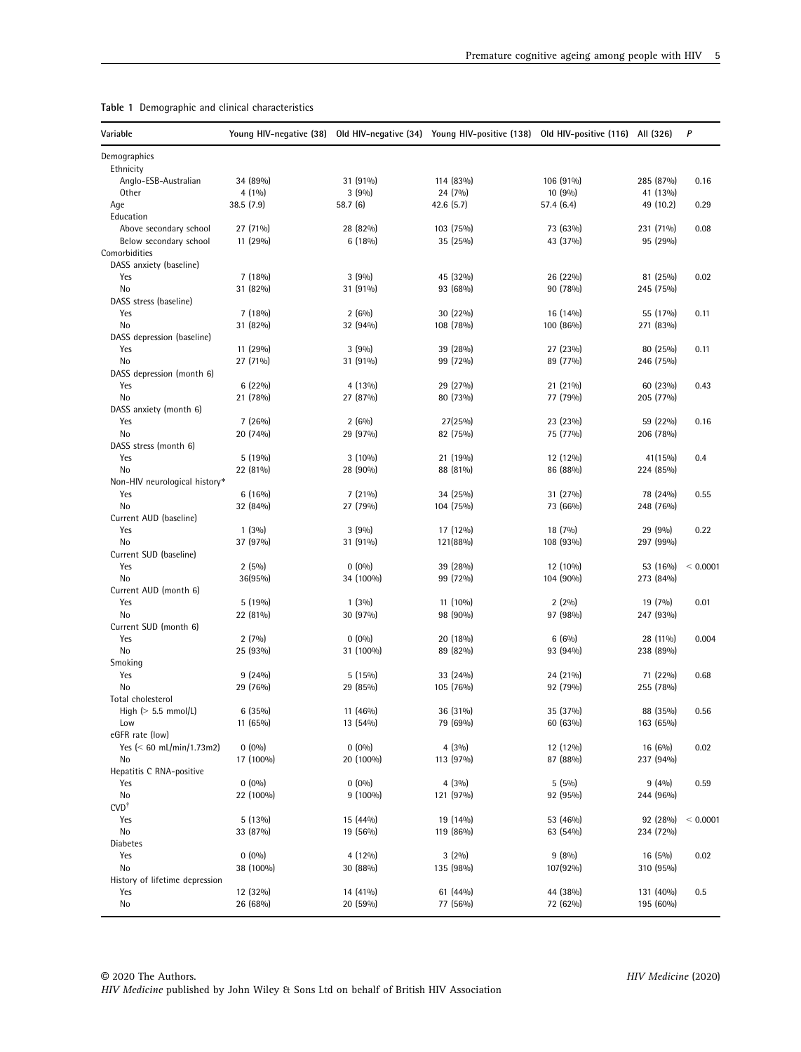**Table 1** Demographic and clinical characteristics

| Variable | Young HIV-negative (38) | Old HIV-negative (34) | Young HIV-positive (138) | Old HIV-positive (116) | All (326) | *P* |
|---|---|---|---|---|---|---|
| Demographics | | | | | | |
| Ethnicity | | | | | | |
| Anglo-ESB-Australian | 34 (89%) | 31 (91%) | 114 (83%) | 106 (91%) | 285 (87%) | 0.16 |
| Other | 4 (1%) | 3 (9%) | 24 (7%) | 10 (9%) | 41 (13%) | |
| Age | 38.5 (7.9) | 58.7 (6) | 42.6 (5.7) | 57.4 (6.4) | 49 (10.2) | 0.29 |
| Education | | | | | | |
| Above secondary school | 27 (71%) | 28 (82%) | 103 (75%) | 73 (63%) | 231 (71%) | 0.08 |
| Below secondary school | 11 (29%) | 6 (18%) | 35 (25%) | 43 (37%) | 95 (29%) | |
| Comorbidities | | | | | | |
| DASS anxiety (baseline) | | | | | | |
| Yes | 7 (18%) | 3 (9%) | 45 (32%) | 26 (22%) | 81 (25%) | 0.02 |
| No | 31 (82%) | 31 (91%) | 93 (68%) | 90 (78%) | 245 (75%) | |
| DASS stress (baseline) | | | | | | |
| Yes | 7 (18%) | 2 (6%) | 30 (22%) | 16 (14%) | 55 (17%) | 0.11 |
| No | 31 (82%) | 32 (94%) | 108 (78%) | 100 (86%) | 271 (83%) | |
| DASS depression (baseline) | | | | | | |
| Yes | 11 (29%) | 3 (9%) | 39 (28%) | 27 (23%) | 80 (25%) | 0.11 |
| No | 27 (71%) | 31 (91%) | 99 (72%) | 89 (77%) | 246 (75%) | |
| DASS depression (month 6) | | | | | | |
| Yes | 6 (22%) | 4 (13%) | 29 (27%) | 21 (21%) | 60 (23%) | 0.43 |
| No | 21 (78%) | 27 (87%) | 80 (73%) | 77 (79%) | 205 (77%) | |
| DASS anxiety (month 6) | | | | | | |
| Yes | 7 (26%) | 2 (6%) | 27(25%) | 23 (23%) | 59 (22%) | 0.16 |
| No | 20 (74%) | 29 (97%) | 82 (75%) | 75 (77%) | 206 (78%) | |
| DASS stress (month 6) | | | | | | |
| Yes | 5 (19%) | 3 (10%) | 21 (19%) | 12 (12%) | 41(15%) | 0.4 |
| No | 22 (81%) | 28 (90%) | 88 (81%) | 86 (88%) | 224 (85%) | |
| Non-HIV neurological history* | | | | | | |
| Yes | 6 (16%) | 7 (21%) | 34 (25%) | 31 (27%) | 78 (24%) | 0.55 |
| No | 32 (84%) | 27 (79%) | 104 (75%) | 73 (66%) | 248 (76%) | |
| Current AUD (baseline) | | | | | | |
| Yes | 1 (3%) | 3 (9%) | 17 (12%) | 18 (7%) | 29 (9%) | 0.22 |
| No | 37 (97%) | 31 (91%) | 121(88%) | 108 (93%) | 297 (99%) | |
| Current SUD (baseline) | | | | | | |
| Yes | 2 (5%) | 0 (0%) | 39 (28%) | 12 (10%) | 53 (16%) | < 0.0001 |
| No | 36(95%) | 34 (100%) | 99 (72%) | 104 (90%) | 273 (84%) | |
| Current AUD (month 6) | | | | | | |
| Yes | 5 (19%) | 1 (3%) | 11 (10%) | 2 (2%) | 19 (7%) | 0.01 |
| No | 22 (81%) | 30 (97%) | 98 (90%) | 97 (98%) | 247 (93%) | |
| Current SUD (month 6) | | | | | | |
| Yes | 2 (7%) | 0 (0%) | 20 (18%) | 6 (6%) | 28 (11%) | 0.004 |
| No | 25 (93%) | 31 (100%) | 89 (82%) | 93 (94%) | 238 (89%) | |
| Smoking | | | | | | |
| Yes | 9 (24%) | 5 (15%) | 33 (24%) | 24 (21%) | 71 (22%) | 0.68 |
| No | 29 (76%) | 29 (85%) | 105 (76%) | 92 (79%) | 255 (78%) | |
| Total cholesterol | | | | | | |
| High (> 5.5 mmol/L) | 6 (35%) | 11 (46%) | 36 (31%) | 35 (37%) | 88 (35%) | 0.56 |
| Low | 11 (65%) | 13 (54%) | 79 (69%) | 60 (63%) | 163 (65%) | |
| eGFR rate (low) | | | | | | |
| Yes (< 60 mL/min/1.73m2) | 0 (0%) | 0 (0%) | 4 (3%) | 12 (12%) | 16 (6%) | 0.02 |
| No | 17 (100%) | 20 (100%) | 113 (97%) | 87 (88%) | 237 (94%) | |
| Hepatitis C RNA-positive | | | | | | |
| Yes | 0 (0%) | 0 (0%) | 4 (3%) | 5 (5%) | 9 (4%) | 0.59 |
| No | 22 (100%) | 9 (100%) | 121 (97%) | 92 (95%) | 244 (96%) | |
| CVD[†] | | | | | | |
| Yes | 5 (13%) | 15 (44%) | 19 (14%) | 53 (46%) | 92 (28%) | < 0.0001 |
| No | 33 (87%) | 19 (56%) | 119 (86%) | 63 (54%) | 234 (72%) | |
| Diabetes | | | | | | |
| Yes | 0 (0%) | 4 (12%) | 3 (2%) | 9 (8%) | 16 (5%) | 0.02 |
| No | 38 (100%) | 30 (88%) | 135 (98%) | 107(92%) | 310 (95%) | |
| History of lifetime depression | | | | | | |
| Yes | 12 (32%) | 14 (41%) | 61 (44%) | 44 (38%) | 131 (40%) | 0.5 |
| No | 26 (68%) | 20 (59%) | 77 (56%) | 72 (62%) | 195 (60%) | |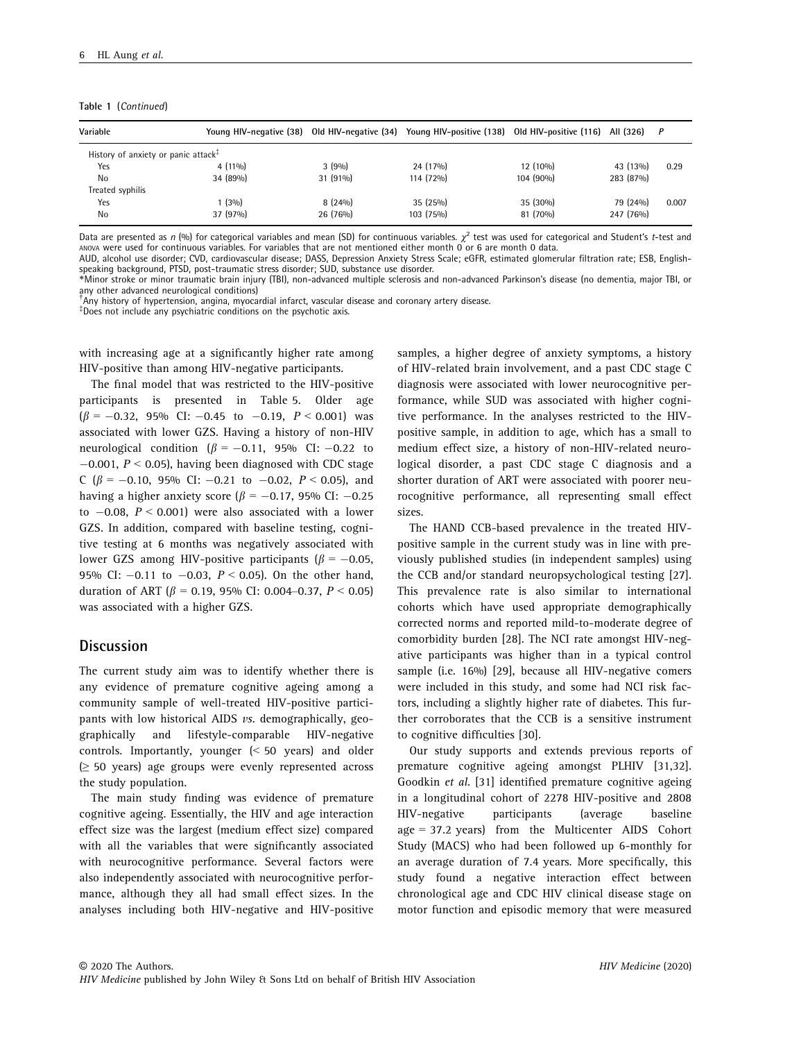Table 1 (Continued)

| Variable | Young HIV-negative (38) | Old HIV-negative (34) | Young HIV-positive (138) | Old HIV-positive (116) | All (326) | P |
|---|---|---|---|---|---|---|
| History of anxiety or panic attack[‡] | | | | | | |
| Yes | 4 (11%) | 3 (9%) | 24 (17%) | 12 (10%) | 43 (13%) | 0.29 |
| No | 34 (89%) | 31 (91%) | 114 (72%) | 104 (90%) | 283 (87%) | |
| Treated syphilis | | | | | | |
| Yes | 1 (3%) | 8 (24%) | 35 (25%) | 35 (30%) | 79 (24%) | 0.007 |
| No | 37 (97%) | 26 (76%) | 103 (75%) | 81 (70%) | 247 (76%) | |

Data are presented as *n* (%) for categorical variables and mean (SD) for continuous variables. $\chi^2$ test was used for categorical and Student's *t*-test and ANOVA were used for continuous variables. For variables that are not mentioned either month 0 or 6 are month 0 data.
AUD, alcohol use disorder; CVD, cardiovascular disease; DASS, Depression Anxiety Stress Scale; eGFR, estimated glomerular filtration rate; ESB, English-speaking background, PTSD, post-traumatic stress disorder; SUD, substance use disorder.
*Minor stroke or minor traumatic brain injury (TBI), non-advanced multiple sclerosis and non-advanced Parkinson's disease (no dementia, major TBI, or any other advanced neurological conditions)
[†]Any history of hypertension, angina, myocardial infarct, vascular disease and coronary artery disease.
[‡]Does not include any psychiatric conditions on the psychotic axis.

with increasing age at a significantly higher rate among HIV-positive than among HIV-negative participants.

The final model that was restricted to the HIV-positive participants is presented in Table 5. Older age ($\beta = -0.32$, 95% CI: $-0.45$ to $-0.19$, $P < 0.001$) was associated with lower GZS. Having a history of non-HIV neurological condition ($\beta = -0.11$, 95% CI: $-0.22$ to $-0.001$, $P < 0.05$), having been diagnosed with CDC stage C ($\beta = -0.10$, 95% CI: $-0.21$ to $-0.02$, $P < 0.05$), and having a higher anxiety score ($\beta = -0.17$, 95% CI: $-0.25$ to $-0.08$, $P < 0.001$) were also associated with a lower GZS. In addition, compared with baseline testing, cognitive testing at 6 months was negatively associated with lower GZS among HIV-positive participants ($\beta = -0.05$, 95% CI: $-0.11$ to $-0.03$, $P < 0.05$). On the other hand, duration of ART ($\beta = 0.19$, 95% CI: 0.004–0.37, $P < 0.05$) was associated with a higher GZS.

## Discussion

The current study aim was to identify whether there is any evidence of premature cognitive ageing among a community sample of well-treated HIV-positive participants with low historical AIDS *vs.* demographically, geographically and lifestyle-comparable HIV-negative controls. Importantly, younger (< 50 years) and older (≥ 50 years) age groups were evenly represented across the study population.

The main study finding was evidence of premature cognitive ageing. Essentially, the HIV and age interaction effect size was the largest (medium effect size) compared with all the variables that were significantly associated with neurocognitive performance. Several factors were also independently associated with neurocognitive performance, although they all had small effect sizes. In the analyses including both HIV-negative and HIV-positive samples, a higher degree of anxiety symptoms, a history of HIV-related brain involvement, and a past CDC stage C diagnosis were associated with lower neurocognitive performance, while SUD was associated with higher cognitive performance. In the analyses restricted to the HIV-positive sample, in addition to age, which has a small to medium effect size, a history of non-HIV-related neurological disorder, a past CDC stage C diagnosis and a shorter duration of ART were associated with poorer neurocognitive performance, all representing small effect sizes.

The HAND CCB-based prevalence in the treated HIV-positive sample in the current study was in line with previously published studies (in independent samples) using the CCB and/or standard neuropsychological testing [27]. This prevalence rate is also similar to international cohorts which have used appropriate demographically corrected norms and reported mild-to-moderate degree of comorbidity burden [28]. The NCI rate amongst HIV-negative participants was higher than in a typical control sample (i.e. 16%) [29], because all HIV-negative comers were included in this study, and some had NCI risk factors, including a slightly higher rate of diabetes. This further corroborates that the CCB is a sensitive instrument to cognitive difficulties [30].

Our study supports and extends previous reports of premature cognitive ageing amongst PLHIV [31,32]. Goodkin *et al.* [31] identified premature cognitive ageing in a longitudinal cohort of 2278 HIV-positive and 2808 HIV-negative participants (average baseline age = 37.2 years) from the Multicenter AIDS Cohort Study (MACS) who had been followed up 6-monthly for an average duration of 7.4 years. More specifically, this study found a negative interaction effect between chronological age and CDC HIV clinical disease stage on motor function and episodic memory that were measured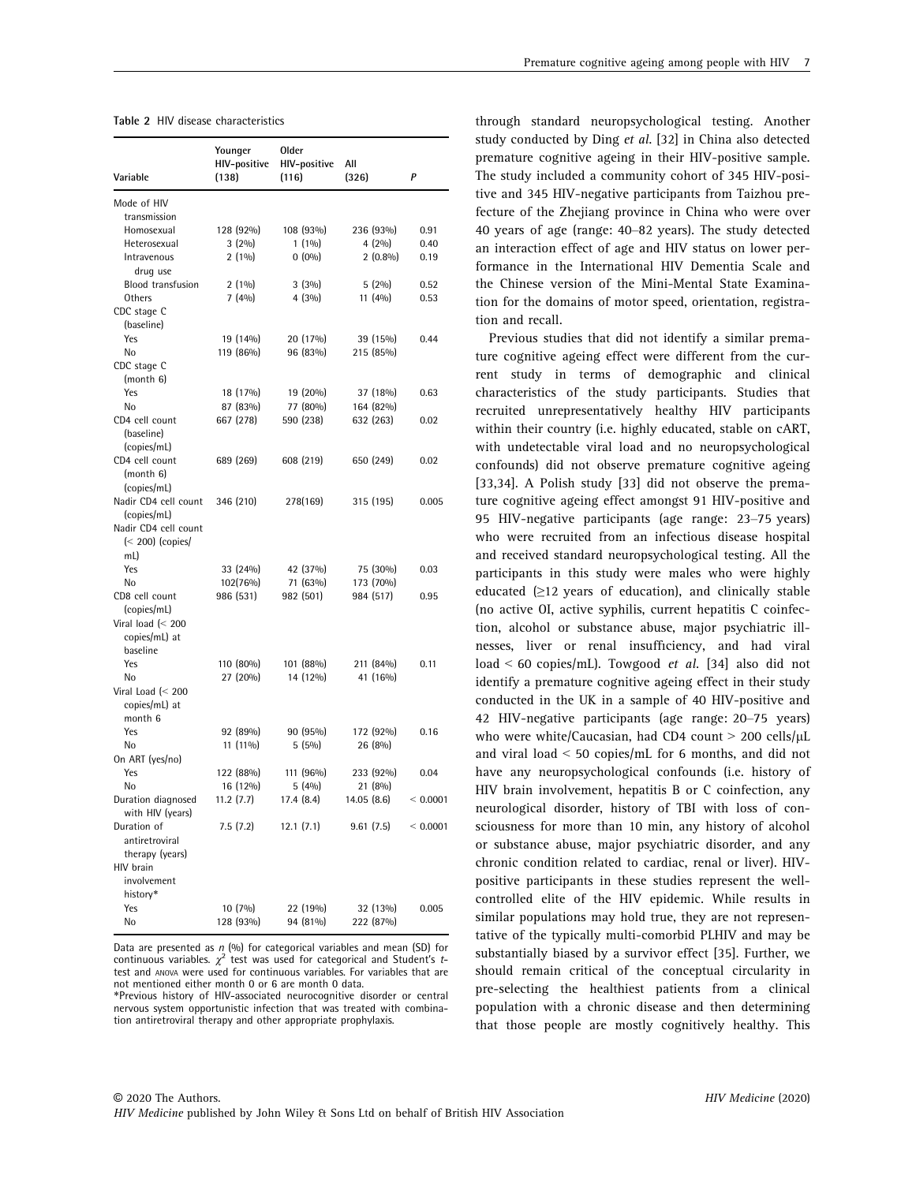**Table 2** HIV disease characteristics

| Variable | Younger HIV-positive (138) | Older HIV-positive (116) | All (326) | *P* |
|---|---|---|---|---|
| Mode of HIV transmission | | | | |
| Homosexual | 128 (92%) | 108 (93%) | 236 (93%) | 0.91 |
| Heterosexual | 3 (2%) | 1 (1%) | 4 (2%) | 0.40 |
| Intravenous drug use | 2 (1%) | 0 (0%) | 2 (0.8%) | 0.19 |
| Blood transfusion | 2 (1%) | 3 (3%) | 5 (2%) | 0.52 |
| Others | 7 (4%) | 4 (3%) | 11 (4%) | 0.53 |
| CDC stage C (baseline) | | | | |
| Yes | 19 (14%) | 20 (17%) | 39 (15%) | 0.44 |
| No | 119 (86%) | 96 (83%) | 215 (85%) | |
| CDC stage C (month 6) | | | | |
| Yes | 18 (17%) | 19 (20%) | 37 (18%) | 0.63 |
| No | 87 (83%) | 77 (80%) | 164 (82%) | |
| CD4 cell count (baseline) (copies/mL) | 667 (278) | 590 (238) | 632 (263) | 0.02 |
| CD4 cell count (month 6) (copies/mL) | 689 (269) | 608 (219) | 650 (249) | 0.02 |
| Nadir CD4 cell count (copies/mL) | 346 (210) | 278(169) | 315 (195) | 0.005 |
| Nadir CD4 cell count (< 200) (copies/mL) | | | | |
| Yes | 33 (24%) | 42 (37%) | 75 (30%) | 0.03 |
| No | 102(76%) | 71 (63%) | 173 (70%) | |
| CD8 cell count (copies/mL) | 986 (531) | 982 (501) | 984 (517) | 0.95 |
| Viral load (< 200 copies/mL) at baseline | | | | |
| Yes | 110 (80%) | 101 (88%) | 211 (84%) | 0.11 |
| No | 27 (20%) | 14 (12%) | 41 (16%) | |
| Viral Load (< 200 copies/mL) at month 6 | | | | |
| Yes | 92 (89%) | 90 (95%) | 172 (92%) | 0.16 |
| No | 11 (11%) | 5 (5%) | 26 (8%) | |
| On ART (yes/no) | | | | |
| Yes | 122 (88%) | 111 (96%) | 233 (92%) | 0.04 |
| No | 16 (12%) | 5 (4%) | 21 (8%) | |
| Duration diagnosed with HIV (years) | 11.2 (7.7) | 17.4 (8.4) | 14.05 (8.6) | < 0.0001 |
| Duration of antiretroviral therapy (years) | 7.5 (7.2) | 12.1 (7.1) | 9.61 (7.5) | < 0.0001 |
| HIV brain involvement history* | | | | |
| Yes | 10 (7%) | 22 (19%) | 32 (13%) | 0.005 |
| No | 128 (93%) | 94 (81%) | 222 (87%) | |

Data are presented as *n* (%) for categorical variables and mean (SD) for continuous variables. $\chi^2$ test was used for categorical and Student's *t*-test and ANOVA were used for continuous variables. For variables that are not mentioned either month 0 or 6 are month 0 data.
*Previous history of HIV-associated neurocognitive disorder or central nervous system opportunistic infection that was treated with combination antiretroviral therapy and other appropriate prophylaxis.

through standard neuropsychological testing. Another study conducted by Ding *et al.* [32] in China also detected premature cognitive ageing in their HIV-positive sample. The study included a community cohort of 345 HIV-positive and 345 HIV-negative participants from Taizhou prefecture of the Zhejiang province in China who were over 40 years of age (range: 40–82 years). The study detected an interaction effect of age and HIV status on lower performance in the International HIV Dementia Scale and the Chinese version of the Mini-Mental State Examination for the domains of motor speed, orientation, registration and recall.

Previous studies that did not identify a similar premature cognitive ageing effect were different from the current study in terms of demographic and clinical characteristics of the study participants. Studies that recruited unrepresentatively healthy HIV participants within their country (i.e. highly educated, stable on cART, with undetectable viral load and no neuropsychological confounds) did not observe premature cognitive ageing [33,34]. A Polish study [33] did not observe the premature cognitive ageing effect amongst 91 HIV-positive and 95 HIV-negative participants (age range: 23–75 years) who were recruited from an infectious disease hospital and received standard neuropsychological testing. All the participants in this study were males who were highly educated (≥12 years of education), and clinically stable (no active OI, active syphilis, current hepatitis C coinfection, alcohol or substance abuse, major psychiatric illnesses, liver or renal insufficiency, and had viral load < 60 copies/mL). Towgood *et al.* [34] also did not identify a premature cognitive ageing effect in their study conducted in the UK in a sample of 40 HIV-positive and 42 HIV-negative participants (age range: 20–75 years) who were white/Caucasian, had CD4 count > 200 cells/μL and viral load < 50 copies/mL for 6 months, and did not have any neuropsychological confounds (i.e. history of HIV brain involvement, hepatitis B or C coinfection, any neurological disorder, history of TBI with loss of consciousness for more than 10 min, any history of alcohol or substance abuse, major psychiatric disorder, and any chronic condition related to cardiac, renal or liver). HIV-positive participants in these studies represent the well-controlled elite of the HIV epidemic. While results in similar populations may hold true, they are not representative of the typically multi-comorbid PLHIV and may be substantially biased by a survivor effect [35]. Further, we should remain critical of the conceptual circularity in pre-selecting the healthiest patients from a clinical population with a chronic disease and then determining that those people are mostly cognitively healthy. This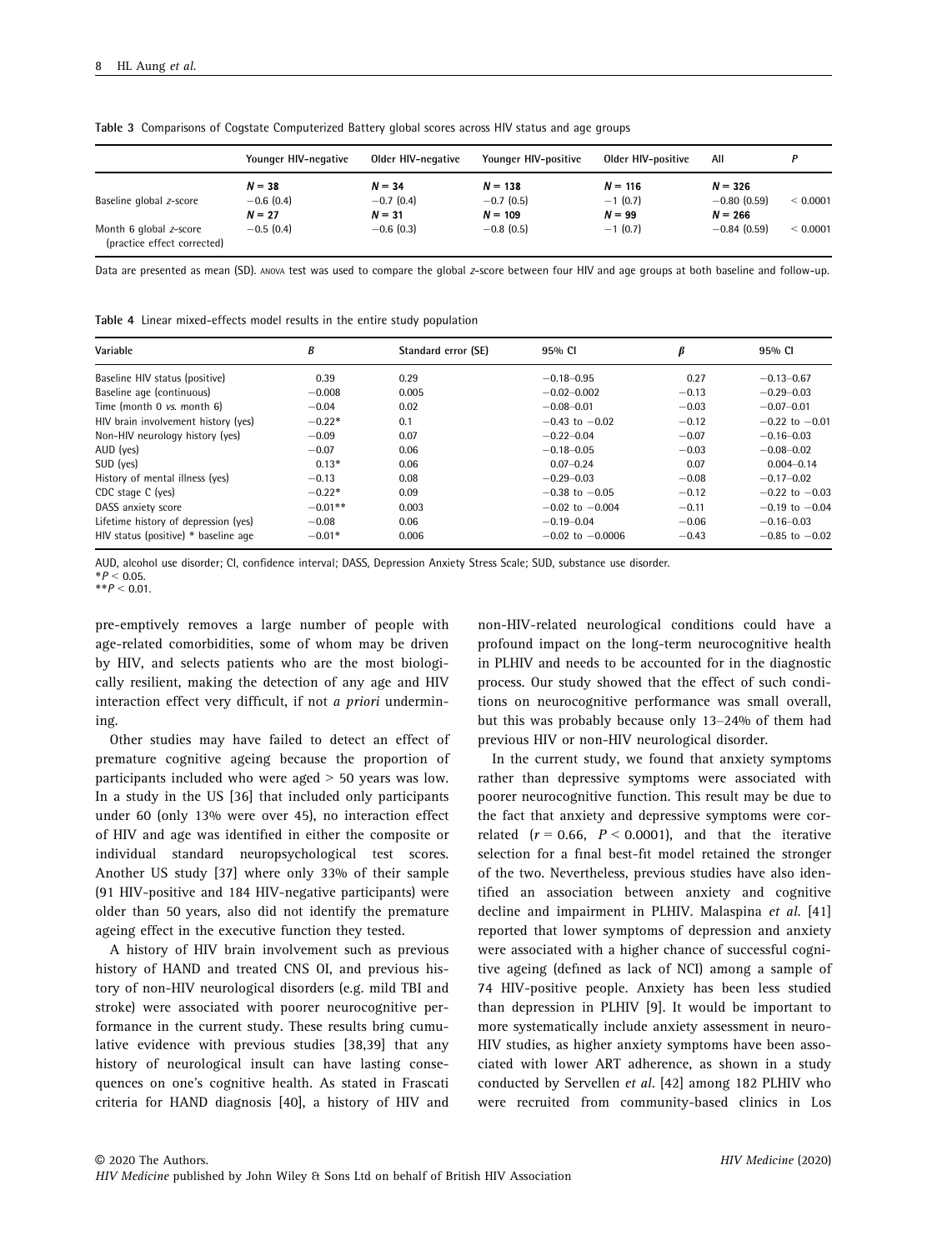**Table 3** Comparisons of Cogstate Computerized Battery global scores across HIV status and age groups

| | Younger HIV-negative | Older HIV-negative | Younger HIV-positive | Older HIV-positive | All | *P* |
|---|---|---|---|---|---|---|
| | $N = 38$ | $N = 34$ | $N = 138$ | $N = 116$ | $N = 326$ | |
| Baseline global *z*-score | −0.6 (0.4) | −0.7 (0.4) | −0.7 (0.5) | −1 (0.7) | −0.80 (0.59) | < 0.0001 |
| | $N = 27$ | $N = 31$ | $N = 109$ | $N = 99$ | $N = 266$ | |
| Month 6 global *z*-score (practice effect corrected) | −0.5 (0.4) | −0.6 (0.3) | −0.8 (0.5) | −1 (0.7) | −0.84 (0.59) | < 0.0001 |

Data are presented as mean (SD). ANOVA test was used to compare the global *z*-score between four HIV and age groups at both baseline and follow-up.

**Table 4** Linear mixed-effects model results in the entire study population

| Variable | *B* | Standard error (SE) | 95% CI | *β* | 95% CI |
|---|---|---|---|---|---|
| Baseline HIV status (positive) | 0.39 | 0.29 | −0.18–0.95 | 0.27 | −0.13–0.67 |
| Baseline age (continuous) | −0.008 | 0.005 | −0.02–0.002 | −0.13 | −0.29–0.03 |
| Time (month 0 *vs.* month 6) | −0.04 | 0.02 | −0.08–0.01 | −0.03 | −0.07–0.01 |
| HIV brain involvement history (yes) | −0.22* | 0.1 | −0.43 to −0.02 | −0.12 | −0.22 to −0.01 |
| Non-HIV neurology history (yes) | −0.09 | 0.07 | −0.22–0.04 | −0.07 | −0.16–0.03 |
| AUD (yes) | −0.07 | 0.06 | −0.18–0.05 | −0.03 | −0.08–0.02 |
| SUD (yes) | 0.13* | 0.06 | 0.07–0.24 | 0.07 | 0.004–0.14 |
| History of mental illness (yes) | −0.13 | 0.08 | −0.29–0.03 | −0.08 | −0.17–0.02 |
| CDC stage C (yes) | −0.22* | 0.09 | −0.38 to −0.05 | −0.12 | −0.22 to −0.03 |
| DASS anxiety score | −0.01** | 0.003 | −0.02 to −0.004 | −0.11 | −0.19 to −0.04 |
| Lifetime history of depression (yes) | −0.08 | 0.06 | −0.19–0.04 | −0.06 | −0.16–0.03 |
| HIV status (positive) * baseline age | −0.01* | 0.006 | −0.02 to −0.0006 | −0.43 | −0.85 to −0.02 |

AUD, alcohol use disorder; CI, confidence interval; DASS, Depression Anxiety Stress Scale; SUD, substance use disorder.
*$P < 0.05$.
**$P < 0.01$.

pre-emptively removes a large number of people with age-related comorbidities, some of whom may be driven by HIV, and selects patients who are the most biologically resilient, making the detection of any age and HIV interaction effect very difficult, if not *a priori* undermining.

Other studies may have failed to detect an effect of premature cognitive ageing because the proportion of participants included who were aged > 50 years was low. In a study in the US [36] that included only participants under 60 (only 13% were over 45), no interaction effect of HIV and age was identified in either the composite or individual standard neuropsychological test scores. Another US study [37] where only 33% of their sample (91 HIV-positive and 184 HIV-negative participants) were older than 50 years, also did not identify the premature ageing effect in the executive function they tested.

A history of HIV brain involvement such as previous history of HAND and treated CNS OI, and previous history of non-HIV neurological disorders (e.g. mild TBI and stroke) were associated with poorer neurocognitive performance in the current study. These results bring cumulative evidence with previous studies [38,39] that any history of neurological insult can have lasting consequences on one's cognitive health. As stated in Frascati criteria for HAND diagnosis [40], a history of HIV and non-HIV-related neurological conditions could have a profound impact on the long-term neurocognitive health in PLHIV and needs to be accounted for in the diagnostic process. Our study showed that the effect of such conditions on neurocognitive performance was small overall, but this was probably because only 13–24% of them had previous HIV or non-HIV neurological disorder.

In the current study, we found that anxiety symptoms rather than depressive symptoms were associated with poorer neurocognitive function. This result may be due to the fact that anxiety and depressive symptoms were correlated ($r = 0.66$, $P < 0.0001$), and that the iterative selection for a final best-fit model retained the stronger of the two. Nevertheless, previous studies have also identified an association between anxiety and cognitive decline and impairment in PLHIV. Malaspina *et al.* [41] reported that lower symptoms of depression and anxiety were associated with a higher chance of successful cognitive ageing (defined as lack of NCI) among a sample of 74 HIV-positive people. Anxiety has been less studied than depression in PLHIV [9]. It would be important to more systematically include anxiety assessment in neuro-HIV studies, as higher anxiety symptoms have been associated with lower ART adherence, as shown in a study conducted by Servellen *et al.* [42] among 182 PLHIV who were recruited from community-based clinics in Los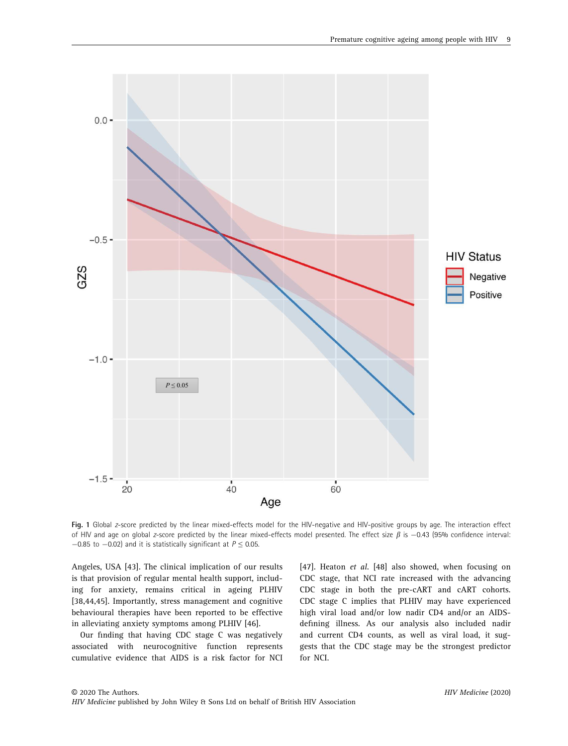Fig. 1 Global *z*-score predicted by the linear mixed-effects model for the HIV-negative and HIV-positive groups by age. The interaction effect of HIV and age on global *z*-score predicted by the linear mixed-effects model presented. The effect size $\beta$ is −0.43 (95% confidence interval: −0.85 to −0.02) and it is statistically significant at $P \leq 0.05$.

Angeles, USA [43]. The clinical implication of our results is that provision of regular mental health support, including for anxiety, remains critical in ageing PLHIV [38,44,45]. Importantly, stress management and cognitive behavioural therapies have been reported to be effective in alleviating anxiety symptoms among PLHIV [46].

Our finding that having CDC stage C was negatively associated with neurocognitive function represents cumulative evidence that AIDS is a risk factor for NCI [47]. Heaton *et al.* [48] also showed, when focusing on CDC stage, that NCI rate increased with the advancing CDC stage in both the pre-cART and cART cohorts. CDC stage C implies that PLHIV may have experienced high viral load and/or low nadir CD4 and/or an AIDS-defining illness. As our analysis also included nadir and current CD4 counts, as well as viral load, it suggests that the CDC stage may be the strongest predictor for NCI.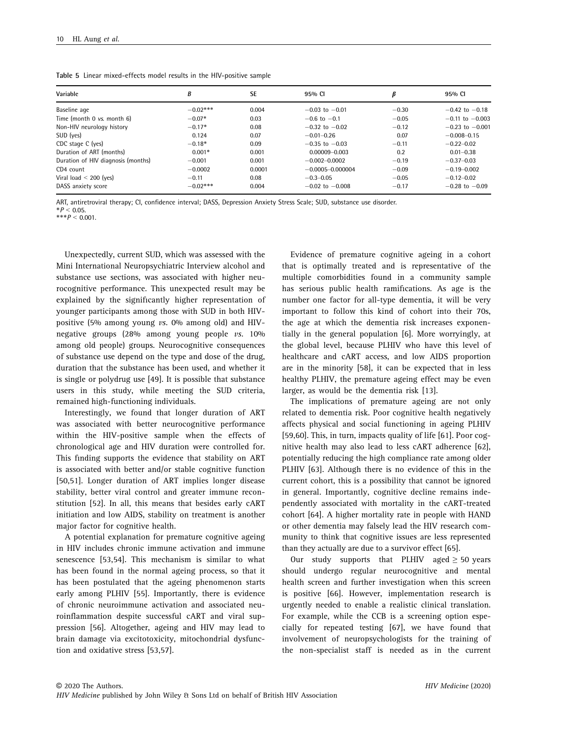**Table 5** Linear mixed-effects model results in the HIV-positive sample

| Variable | *B* | SE | 95% CI | *β* | 95% CI |
|---|---|---|---|---|---|
| Baseline age | −0.02*** | 0.004 | −0.03 to −0.01 | −0.30 | −0.42 to −0.18 |
| Time (month 0 *vs.* month 6) | −0.07* | 0.03 | −0.6 to −0.1 | −0.05 | −0.11 to −0.003 |
| Non-HIV neurology history | −0.17* | 0.08 | −0.32 to −0.02 | −0.12 | −0.23 to −0.001 |
| SUD (yes) | 0.124 | 0.07 | −0.01–0.26 | 0.07 | −0.008–0.15 |
| CDC stage C (yes) | −0.18* | 0.09 | −0.35 to −0.03 | −0.11 | −0.22–0.02 |
| Duration of ART (months) | 0.001* | 0.001 | 0.00009–0.003 | 0.2 | 0.01–0.38 |
| Duration of HIV diagnosis (months) | −0.001 | 0.001 | −0.002–0.0002 | −0.19 | −0.37–0.03 |
| CD4 count | −0.0002 | 0.0001 | −0.0005–0.000004 | −0.09 | −0.19–0.002 |
| Viral load < 200 (yes) | −0.11 | 0.08 | −0.3–0.05 | −0.05 | −0.12–0.02 |
| DASS anxiety score | −0.02*** | 0.004 | −0.02 to −0.008 | −0.17 | −0.28 to −0.09 |

ART, antiretroviral therapy; CI, confidence interval; DASS, Depression Anxiety Stress Scale; SUD, substance use disorder.
*$P < 0.05$.
***$P < 0.001$.

Unexpectedly, current SUD, which was assessed with the Mini International Neuropsychiatric Interview alcohol and substance use sections, was associated with higher neurocognitive performance. This unexpected result may be explained by the significantly higher representation of younger participants among those with SUD in both HIV-positive (5% among young *vs.* 0% among old) and HIV-negative groups (28% among young people *vs.* 10% among old people) groups. Neurocognitive consequences of substance use depend on the type and dose of the drug, duration that the substance has been used, and whether it is single or polydrug use [49]. It is possible that substance users in this study, while meeting the SUD criteria, remained high-functioning individuals.

Interestingly, we found that longer duration of ART was associated with better neurocognitive performance within the HIV-positive sample when the effects of chronological age and HIV duration were controlled for. This finding supports the evidence that stability on ART is associated with better and/or stable cognitive function [50,51]. Longer duration of ART implies longer disease stability, better viral control and greater immune reconstitution [52]. In all, this means that besides early cART initiation and low AIDS, stability on treatment is another major factor for cognitive health.

A potential explanation for premature cognitive ageing in HIV includes chronic immune activation and immune senescence [53,54]. This mechanism is similar to what has been found in the normal ageing process, so that it has been postulated that the ageing phenomenon starts early among PLHIV [55]. Importantly, there is evidence of chronic neuroimmune activation and associated neuroinflammation despite successful cART and viral suppression [56]. Altogether, ageing and HIV may lead to brain damage via excitotoxicity, mitochondrial dysfunction and oxidative stress [53,57].

Evidence of premature cognitive ageing in a cohort that is optimally treated and is representative of the multiple comorbidities found in a community sample has serious public health ramifications. As age is the number one factor for all-type dementia, it will be very important to follow this kind of cohort into their 70s, the age at which the dementia risk increases exponentially in the general population [6]. More worryingly, at the global level, because PLHIV who have this level of healthcare and cART access, and low AIDS proportion are in the minority [58], it can be expected that in less healthy PLHIV, the premature ageing effect may be even larger, as would be the dementia risk [13].

The implications of premature ageing are not only related to dementia risk. Poor cognitive health negatively affects physical and social functioning in ageing PLHIV [59,60]. This, in turn, impacts quality of life [61]. Poor cognitive health may also lead to less cART adherence [62], potentially reducing the high compliance rate among older PLHIV [63]. Although there is no evidence of this in the current cohort, this is a possibility that cannot be ignored in general. Importantly, cognitive decline remains independently associated with mortality in the cART-treated cohort [64]. A higher mortality rate in people with HAND or other dementia may falsely lead the HIV research community to think that cognitive issues are less represented than they actually are due to a survivor effect [65].

Our study supports that PLHIV aged ≥ 50 years should undergo regular neurocognitive and mental health screen and further investigation when this screen is positive [66]. However, implementation research is urgently needed to enable a realistic clinical translation. For example, while the CCB is a screening option especially for repeated testing [67], we have found that involvement of neuropsychologists for the training of the non-specialist staff is needed as in the current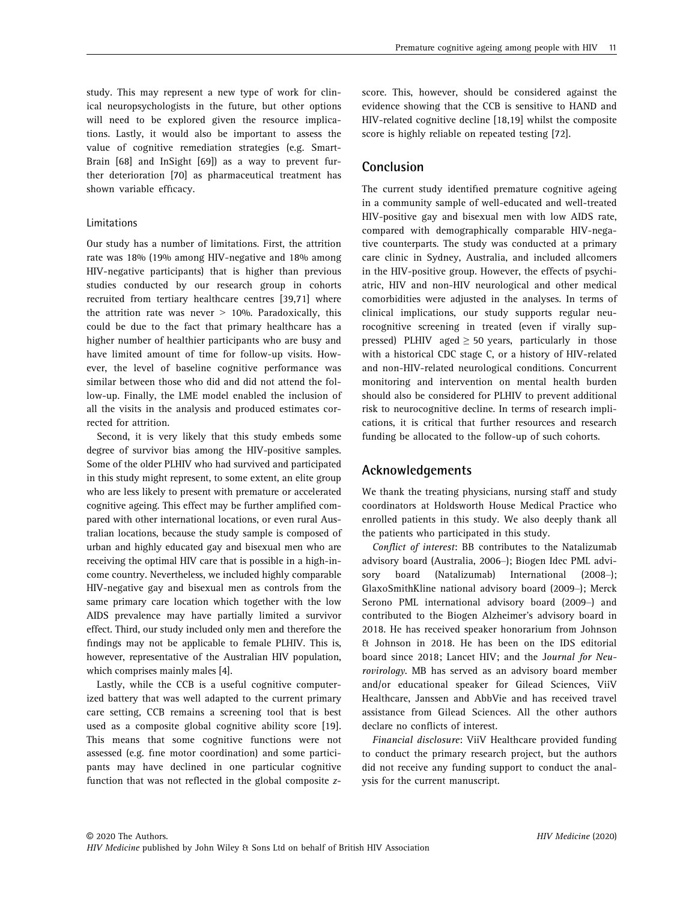study. This may represent a new type of work for clinical neuropsychologists in the future, but other options will need to be explored given the resource implications. Lastly, it would also be important to assess the value of cognitive remediation strategies (e.g. SmartBrain [68] and InSight [69]) as a way to prevent further deterioration [70] as pharmaceutical treatment has shown variable efficacy.

### Limitations

Our study has a number of limitations. First, the attrition rate was 18% (19% among HIV-negative and 18% among HIV-negative participants) that is higher than previous studies conducted by our research group in cohorts recruited from tertiary healthcare centres [39,71] where the attrition rate was never > 10%. Paradoxically, this could be due to the fact that primary healthcare has a higher number of healthier participants who are busy and have limited amount of time for follow-up visits. However, the level of baseline cognitive performance was similar between those who did and did not attend the follow-up. Finally, the LME model enabled the inclusion of all the visits in the analysis and produced estimates corrected for attrition.

Second, it is very likely that this study embeds some degree of survivor bias among the HIV-positive samples. Some of the older PLHIV who had survived and participated in this study might represent, to some extent, an elite group who are less likely to present with premature or accelerated cognitive ageing. This effect may be further amplified compared with other international locations, or even rural Australian locations, because the study sample is composed of urban and highly educated gay and bisexual men who are receiving the optimal HIV care that is possible in a high-income country. Nevertheless, we included highly comparable HIV-negative gay and bisexual men as controls from the same primary care location which together with the low AIDS prevalence may have partially limited a survivor effect. Third, our study included only men and therefore the findings may not be applicable to female PLHIV. This is, however, representative of the Australian HIV population, which comprises mainly males [4].

Lastly, while the CCB is a useful cognitive computerized battery that was well adapted to the current primary care setting, CCB remains a screening tool that is best used as a composite global cognitive ability score [19]. This means that some cognitive functions were not assessed (e.g. fine motor coordination) and some participants may have declined in one particular cognitive function that was not reflected in the global composite *z*-score. This, however, should be considered against the evidence showing that the CCB is sensitive to HAND and HIV-related cognitive decline [18,19] whilst the composite score is highly reliable on repeated testing [72].

## Conclusion

The current study identified premature cognitive ageing in a community sample of well-educated and well-treated HIV-positive gay and bisexual men with low AIDS rate, compared with demographically comparable HIV-negative counterparts. The study was conducted at a primary care clinic in Sydney, Australia, and included allcomers in the HIV-positive group. However, the effects of psychiatric, HIV and non-HIV neurological and other medical comorbidities were adjusted in the analyses. In terms of clinical implications, our study supports regular neurocognitive screening in treated (even if virally suppressed) PLHIV aged ≥ 50 years, particularly in those with a historical CDC stage C, or a history of HIV-related and non-HIV-related neurological conditions. Concurrent monitoring and intervention on mental health burden should also be considered for PLHIV to prevent additional risk to neurocognitive decline. In terms of research implications, it is critical that further resources and research funding be allocated to the follow-up of such cohorts.

## Acknowledgements

We thank the treating physicians, nursing staff and study coordinators at Holdsworth House Medical Practice who enrolled patients in this study. We also deeply thank all the patients who participated in this study.

*Conflict of interest*: BB contributes to the Natalizumab advisory board (Australia, 2006–); Biogen Idec PML advisory board (Natalizumab) International (2008–); GlaxoSmithKline national advisory board (2009–); Merck Serono PML international advisory board (2009–) and contributed to the Biogen Alzheimer's advisory board in 2018. He has received speaker honorarium from Johnson & Johnson in 2018. He has been on the IDS editorial board since 2018; Lancet HIV; and the *Journal for Neurovirology*. MB has served as an advisory board member and/or educational speaker for Gilead Sciences, ViiV Healthcare, Janssen and AbbVie and has received travel assistance from Gilead Sciences. All the other authors declare no conflicts of interest.

*Financial disclosure*: ViiV Healthcare provided funding to conduct the primary research project, but the authors did not receive any funding support to conduct the analysis for the current manuscript.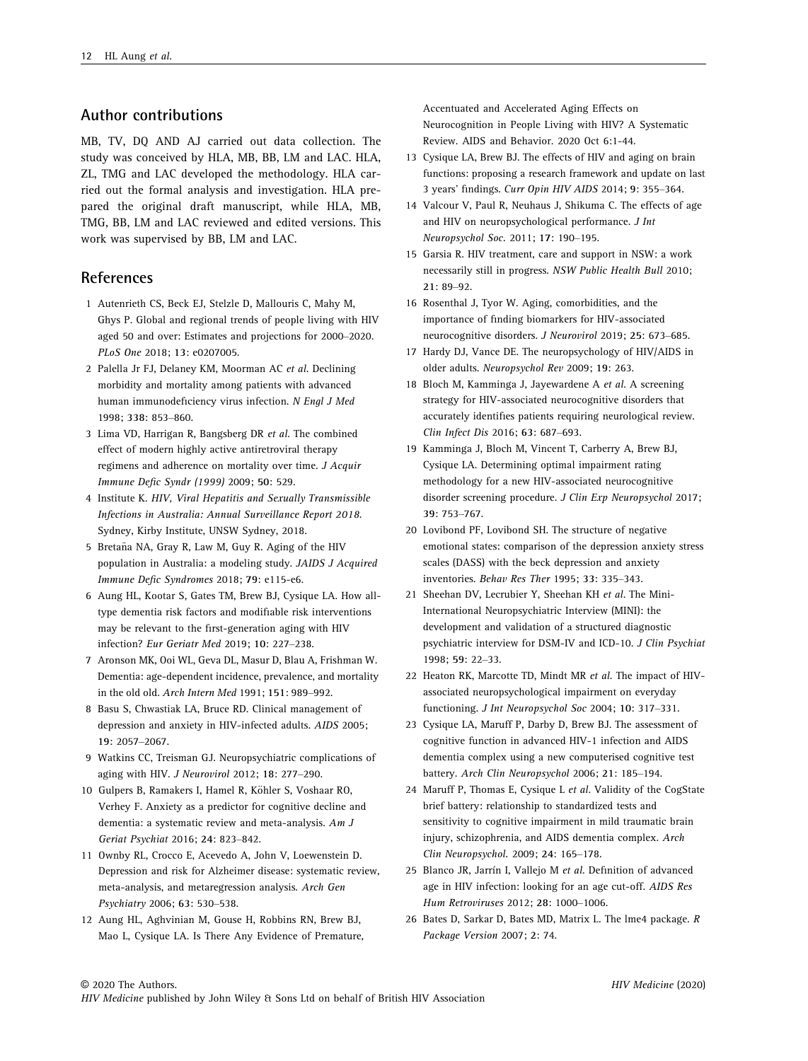## Author contributions

MB, TV, DQ AND AJ carried out data collection. The study was conceived by HLA, MB, BB, LM and LAC. HLA, ZL, TMG and LAC developed the methodology. HLA carried out the formal analysis and investigation. HLA prepared the original draft manuscript, while HLA, MB, TMG, BB, LM and LAC reviewed and edited versions. This work was supervised by BB, LM and LAC.

## References

1 Autenrieth CS, Beck EJ, Stelzle D, Mallouris C, Mahy M, Ghys P. Global and regional trends of people living with HIV aged 50 and over: Estimates and projections for 2000–2020. *PLoS One* 2018; **13**: e0207005.

2 Palella Jr FJ, Delaney KM, Moorman AC *et al*. Declining morbidity and mortality among patients with advanced human immunodeficiency virus infection. *N Engl J Med* 1998; **338**: 853–860.

3 Lima VD, Harrigan R, Bangsberg DR *et al*. The combined effect of modern highly active antiretroviral therapy regimens and adherence on mortality over time. *J Acquir Immune Defic Syndr (1999)* 2009; **50**: 529.

4 Institute K. *HIV, Viral Hepatitis and Sexually Transmissible Infections in Australia: Annual Surveillance Report 2018*. Sydney, Kirby Institute, UNSW Sydney, 2018.

5 Bretaña NA, Gray R, Law M, Guy R. Aging of the HIV population in Australia: a modeling study. *JAIDS J Acquired Immune Defic Syndromes* 2018; **79**: e115-e6.

6 Aung HL, Kootar S, Gates TM, Brew BJ, Cysique LA. How all-type dementia risk factors and modifiable risk interventions may be relevant to the first-generation aging with HIV infection? *Eur Geriatr Med* 2019; **10**: 227–238.

7 Aronson MK, Ooi WL, Geva DL, Masur D, Blau A, Frishman W. Dementia: age-dependent incidence, prevalence, and mortality in the old old. *Arch Intern Med* 1991; **151**: 989–992.

8 Basu S, Chwastiak LA, Bruce RD. Clinical management of depression and anxiety in HIV-infected adults. *AIDS* 2005; **19**: 2057–2067.

9 Watkins CC, Treisman GJ. Neuropsychiatric complications of aging with HIV. *J Neurovirol* 2012; **18**: 277–290.

10 Gulpers B, Ramakers I, Hamel R, Köhler S, Voshaar RO, Verhey F. Anxiety as a predictor for cognitive decline and dementia: a systematic review and meta-analysis. *Am J Geriat Psychiat* 2016; **24**: 823–842.

11 Ownby RL, Crocco E, Acevedo A, John V, Loewenstein D. Depression and risk for Alzheimer disease: systematic review, meta-analysis, and metaregression analysis. *Arch Gen Psychiatry* 2006; **63**: 530–538.

12 Aung HL, Aghvinian M, Gouse H, Robbins RN, Brew BJ, Mao L, Cysique LA. Is There Any Evidence of Premature, Accentuated and Accelerated Aging Effects on Neurocognition in People Living with HIV? A Systematic Review. AIDS and Behavior. 2020 Oct 6:1-44.

13 Cysique LA, Brew BJ. The effects of HIV and aging on brain functions: proposing a research framework and update on last 3 years' findings. *Curr Opin HIV AIDS* 2014; **9**: 355–364.

14 Valcour V, Paul R, Neuhaus J, Shikuma C. The effects of age and HIV on neuropsychological performance. *J Int Neuropsychol Soc*. 2011; **17**: 190–195.

15 Garsia R. HIV treatment, care and support in NSW: a work necessarily still in progress. *NSW Public Health Bull* 2010; **21**: 89–92.

16 Rosenthal J, Tyor W. Aging, comorbidities, and the importance of finding biomarkers for HIV-associated neurocognitive disorders. *J Neurovirol* 2019; **25**: 673–685.

17 Hardy DJ, Vance DE. The neuropsychology of HIV/AIDS in older adults. *Neuropsychol Rev* 2009; **19**: 263.

18 Bloch M, Kamminga J, Jayewardene A *et al*. A screening strategy for HIV-associated neurocognitive disorders that accurately identifies patients requiring neurological review. *Clin Infect Dis* 2016; **63**: 687–693.

19 Kamminga J, Bloch M, Vincent T, Carberry A, Brew BJ, Cysique LA. Determining optimal impairment rating methodology for a new HIV-associated neurocognitive disorder screening procedure. *J Clin Exp Neuropsychol* 2017; **39**: 753–767.

20 Lovibond PF, Lovibond SH. The structure of negative emotional states: comparison of the depression anxiety stress scales (DASS) with the beck depression and anxiety inventories. *Behav Res Ther* 1995; **33**: 335–343.

21 Sheehan DV, Lecrubier Y, Sheehan KH *et al*. The Mini-International Neuropsychiatric Interview (MINI): the development and validation of a structured diagnostic psychiatric interview for DSM-IV and ICD-10. *J Clin Psychiat* 1998; **59**: 22–33.

22 Heaton RK, Marcotte TD, Mindt MR *et al*. The impact of HIV-associated neuropsychological impairment on everyday functioning. *J Int Neuropsychol Soc* 2004; **10**: 317–331.

23 Cysique LA, Maruff P, Darby D, Brew BJ. The assessment of cognitive function in advanced HIV-1 infection and AIDS dementia complex using a new computerised cognitive test battery. *Arch Clin Neuropsychol* 2006; **21**: 185–194.

24 Maruff P, Thomas E, Cysique L *et al*. Validity of the CogState brief battery: relationship to standardized tests and sensitivity to cognitive impairment in mild traumatic brain injury, schizophrenia, and AIDS dementia complex. *Arch Clin Neuropsychol*. 2009; **24**: 165–178.

25 Blanco JR, Jarrín I, Vallejo M *et al*. Definition of advanced age in HIV infection: looking for an age cut-off. *AIDS Res Hum Retroviruses* 2012; **28**: 1000–1006.

26 Bates D, Sarkar D, Bates MD, Matrix L. The lme4 package. *R Package Version* 2007; **2**: 74.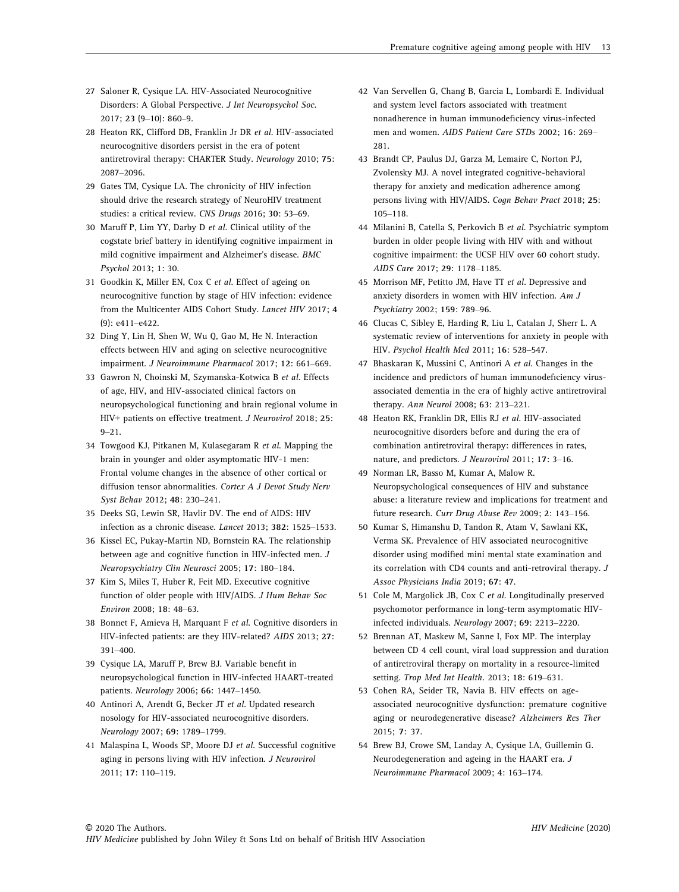27 Saloner R, Cysique LA. HIV-Associated Neurocognitive Disorders: A Global Perspective. *J Int Neuropsychol Soc.* 2017; **23** (9–10): 860–9.

28 Heaton RK, Clifford DB, Franklin Jr DR *et al.* HIV-associated neurocognitive disorders persist in the era of potent antiretroviral therapy: CHARTER Study. *Neurology* 2010; **75**: 2087–2096.

29 Gates TM, Cysique LA. The chronicity of HIV infection should drive the research strategy of NeuroHIV treatment studies: a critical review. *CNS Drugs* 2016; **30**: 53–69.

30 Maruff P, Lim YY, Darby D *et al.* Clinical utility of the cogstate brief battery in identifying cognitive impairment in mild cognitive impairment and Alzheimer's disease. *BMC Psychol* 2013; **1**: 30.

31 Goodkin K, Miller EN, Cox C *et al.* Effect of ageing on neurocognitive function by stage of HIV infection: evidence from the Multicenter AIDS Cohort Study. *Lancet HIV* 2017; **4** (9): e411–e422.

32 Ding Y, Lin H, Shen W, Wu Q, Gao M, He N. Interaction effects between HIV and aging on selective neurocognitive impairment. *J Neuroimmune Pharmacol* 2017; **12**: 661–669.

33 Gawron N, Choinski M, Szymanska-Kotwica B *et al.* Effects of age, HIV, and HIV-associated clinical factors on neuropsychological functioning and brain regional volume in HIV+ patients on effective treatment. *J Neurovirol* 2018; **25**: 9–21.

34 Towgood KJ, Pitkanen M, Kulasegaram R *et al.* Mapping the brain in younger and older asymptomatic HIV-1 men: Frontal volume changes in the absence of other cortical or diffusion tensor abnormalities. *Cortex A J Devot Study Nerv Syst Behav* 2012; **48**: 230–241.

35 Deeks SG, Lewin SR, Havlir DV. The end of AIDS: HIV infection as a chronic disease. *Lancet* 2013; **382**: 1525–1533.

36 Kissel EC, Pukay-Martin ND, Bornstein RA. The relationship between age and cognitive function in HIV-infected men. *J Neuropsychiatry Clin Neurosci* 2005; **17**: 180–184.

37 Kim S, Miles T, Huber R, Feit MD. Executive cognitive function of older people with HIV/AIDS. *J Hum Behav Soc Environ* 2008; **18**: 48–63.

38 Bonnet F, Amieva H, Marquant F *et al.* Cognitive disorders in HIV-infected patients: are they HIV-related? *AIDS* 2013; **27**: 391–400.

39 Cysique LA, Maruff P, Brew BJ. Variable benefit in neuropsychological function in HIV-infected HAART-treated patients. *Neurology* 2006; **66**: 1447–1450.

40 Antinori A, Arendt G, Becker JT *et al.* Updated research nosology for HIV-associated neurocognitive disorders. *Neurology* 2007; **69**: 1789–1799.

41 Malaspina L, Woods SP, Moore DJ *et al.* Successful cognitive aging in persons living with HIV infection. *J Neurovirol* 2011; **17**: 110–119.

42 Van Servellen G, Chang B, Garcia L, Lombardi E. Individual and system level factors associated with treatment nonadherence in human immunodeficiency virus-infected men and women. *AIDS Patient Care STDs* 2002; **16**: 269–281.

43 Brandt CP, Paulus DJ, Garza M, Lemaire C, Norton PJ, Zvolensky MJ. A novel integrated cognitive-behavioral therapy for anxiety and medication adherence among persons living with HIV/AIDS. *Cogn Behav Pract* 2018; **25**: 105–118.

44 Milanini B, Catella S, Perkovich B *et al.* Psychiatric symptom burden in older people living with HIV with and without cognitive impairment: the UCSF HIV over 60 cohort study. *AIDS Care* 2017; **29**: 1178–1185.

45 Morrison MF, Petitto JM, Have TT *et al.* Depressive and anxiety disorders in women with HIV infection. *Am J Psychiatry* 2002; **159**: 789–96.

46 Clucas C, Sibley E, Harding R, Liu L, Catalan J, Sherr L. A systematic review of interventions for anxiety in people with HIV. *Psychol Health Med* 2011; **16**: 528–547.

47 Bhaskaran K, Mussini C, Antinori A *et al.* Changes in the incidence and predictors of human immunodeficiency virus-associated dementia in the era of highly active antiretroviral therapy. *Ann Neurol* 2008; **63**: 213–221.

48 Heaton RK, Franklin DR, Ellis RJ *et al.* HIV-associated neurocognitive disorders before and during the era of combination antiretroviral therapy: differences in rates, nature, and predictors. *J Neurovirol* 2011; **17**: 3–16.

49 Norman LR, Basso M, Kumar A, Malow R. Neuropsychological consequences of HIV and substance abuse: a literature review and implications for treatment and future research. *Curr Drug Abuse Rev* 2009; **2**: 143–156.

50 Kumar S, Himanshu D, Tandon R, Atam V, Sawlani KK, Verma SK. Prevalence of HIV associated neurocognitive disorder using modified mini mental state examination and its correlation with CD4 counts and anti-retroviral therapy. *J Assoc Physicians India* 2019; **67**: 47.

51 Cole M, Margolick JB, Cox C *et al.* Longitudinally preserved psychomotor performance in long-term asymptomatic HIV-infected individuals. *Neurology* 2007; **69**: 2213–2220.

52 Brennan AT, Maskew M, Sanne I, Fox MP. The interplay between CD 4 cell count, viral load suppression and duration of antiretroviral therapy on mortality in a resource-limited setting. *Trop Med Int Health.* 2013; **18**: 619–631.

53 Cohen RA, Seider TR, Navia B. HIV effects on age-associated neurocognitive dysfunction: premature cognitive aging or neurodegenerative disease? *Alzheimers Res Ther* 2015; **7**: 37.

54 Brew BJ, Crowe SM, Landay A, Cysique LA, Guillemin G. Neurodegeneration and ageing in the HAART era. *J Neuroimmune Pharmacol* 2009; **4**: 163–174.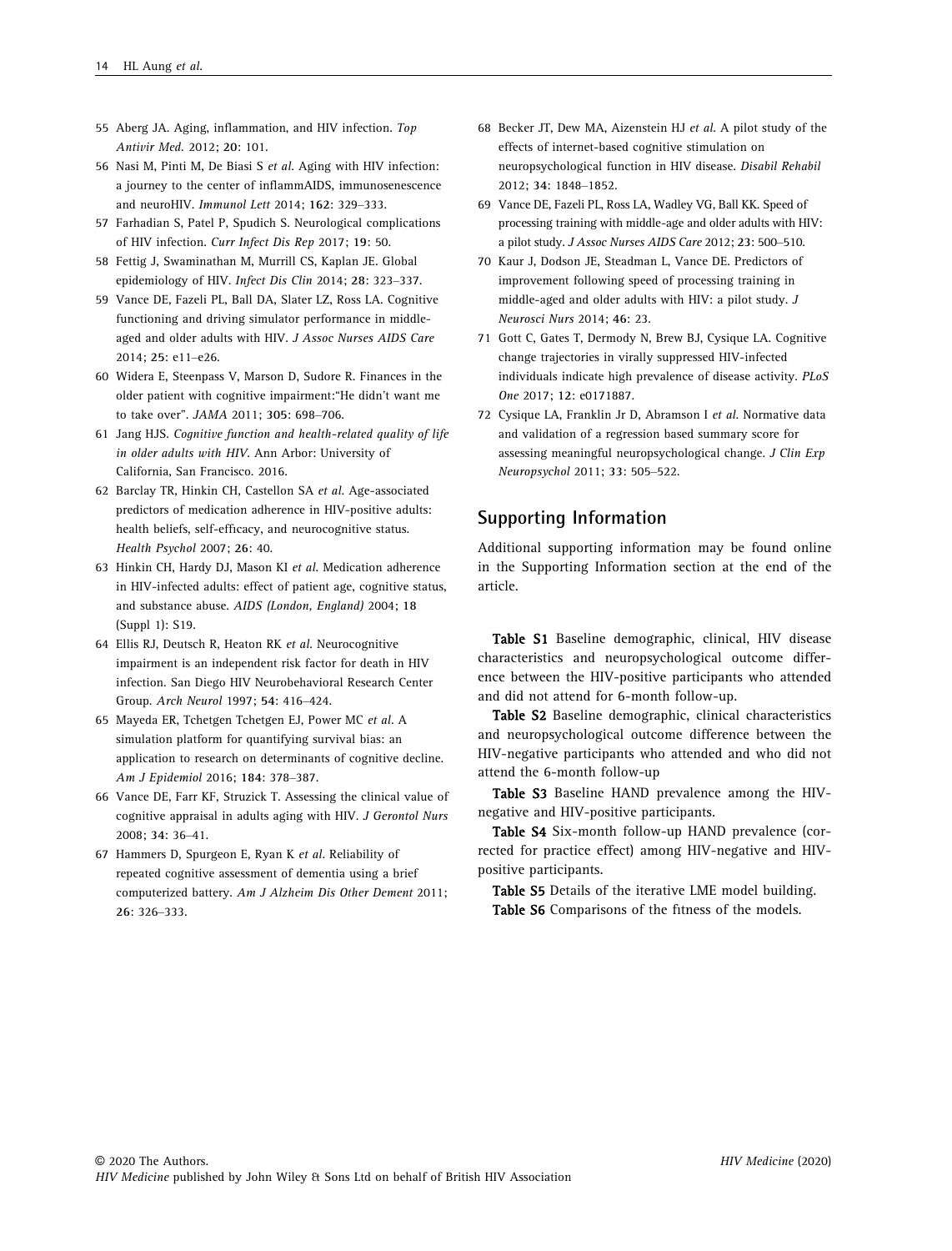55 Aberg JA. Aging, inflammation, and HIV infection. *Top Antivir Med.* 2012; **20**: 101.

56 Nasi M, Pinti M, De Biasi S *et al.* Aging with HIV infection: a journey to the center of inflammAIDS, immunosenescence and neuroHIV. *Immunol Lett* 2014; **162**: 329–333.

57 Farhadian S, Patel P, Spudich S. Neurological complications of HIV infection. *Curr Infect Dis Rep* 2017; **19**: 50.

58 Fettig J, Swaminathan M, Murrill CS, Kaplan JE. Global epidemiology of HIV. *Infect Dis Clin* 2014; **28**: 323–337.

59 Vance DE, Fazeli PL, Ball DA, Slater LZ, Ross LA. Cognitive functioning and driving simulator performance in middle-aged and older adults with HIV. *J Assoc Nurses AIDS Care* 2014; **25**: e11–e26.

60 Widera E, Steenpass V, Marson D, Sudore R. Finances in the older patient with cognitive impairment:"He didn't want me to take over". *JAMA* 2011; **305**: 698–706.

61 Jang HJS. *Cognitive function and health-related quality of life in older adults with HIV*. Ann Arbor: University of California, San Francisco. 2016.

62 Barclay TR, Hinkin CH, Castellon SA *et al.* Age-associated predictors of medication adherence in HIV-positive adults: health beliefs, self-efficacy, and neurocognitive status. *Health Psychol* 2007; **26**: 40.

63 Hinkin CH, Hardy DJ, Mason KI *et al.* Medication adherence in HIV-infected adults: effect of patient age, cognitive status, and substance abuse. *AIDS (London, England)* 2004; **18** (Suppl 1): S19.

64 Ellis RJ, Deutsch R, Heaton RK *et al.* Neurocognitive impairment is an independent risk factor for death in HIV infection. San Diego HIV Neurobehavioral Research Center Group. *Arch Neurol* 1997; **54**: 416–424.

65 Mayeda ER, Tchetgen Tchetgen EJ, Power MC *et al.* A simulation platform for quantifying survival bias: an application to research on determinants of cognitive decline. *Am J Epidemiol* 2016; **184**: 378–387.

66 Vance DE, Farr KF, Struzick T. Assessing the clinical value of cognitive appraisal in adults aging with HIV. *J Gerontol Nurs* 2008; **34**: 36–41.

67 Hammers D, Spurgeon E, Ryan K *et al.* Reliability of repeated cognitive assessment of dementia using a brief computerized battery. *Am J Alzheim Dis Other Dement* 2011; **26**: 326–333.

68 Becker JT, Dew MA, Aizenstein HJ *et al.* A pilot study of the effects of internet-based cognitive stimulation on neuropsychological function in HIV disease. *Disabil Rehabil* 2012; **34**: 1848–1852.

69 Vance DE, Fazeli PL, Ross LA, Wadley VG, Ball KK. Speed of processing training with middle-age and older adults with HIV: a pilot study. *J Assoc Nurses AIDS Care* 2012; **23**: 500–510.

70 Kaur J, Dodson JE, Steadman L, Vance DE. Predictors of improvement following speed of processing training in middle-aged and older adults with HIV: a pilot study. *J Neurosci Nurs* 2014; **46**: 23.

71 Gott C, Gates T, Dermody N, Brew BJ, Cysique LA. Cognitive change trajectories in virally suppressed HIV-infected individuals indicate high prevalence of disease activity. *PLoS One* 2017; **12**: e0171887.

72 Cysique LA, Franklin Jr D, Abramson I *et al.* Normative data and validation of a regression based summary score for assessing meaningful neuropsychological change. *J Clin Exp Neuropsychol* 2011; **33**: 505–522.

## Supporting Information

Additional supporting information may be found online in the Supporting Information section at the end of the article.

**Table S1** Baseline demographic, clinical, HIV disease characteristics and neuropsychological outcome difference between the HIV-positive participants who attended and did not attend for 6-month follow-up.

**Table S2** Baseline demographic, clinical characteristics and neuropsychological outcome difference between the HIV-negative participants who attended and who did not attend the 6-month follow-up

**Table S3** Baseline HAND prevalence among the HIV-negative and HIV-positive participants.

**Table S4** Six-month follow-up HAND prevalence (corrected for practice effect) among HIV-negative and HIV-positive participants.

**Table S5** Details of the iterative LME model building.

**Table S6** Comparisons of the fitness of the models.